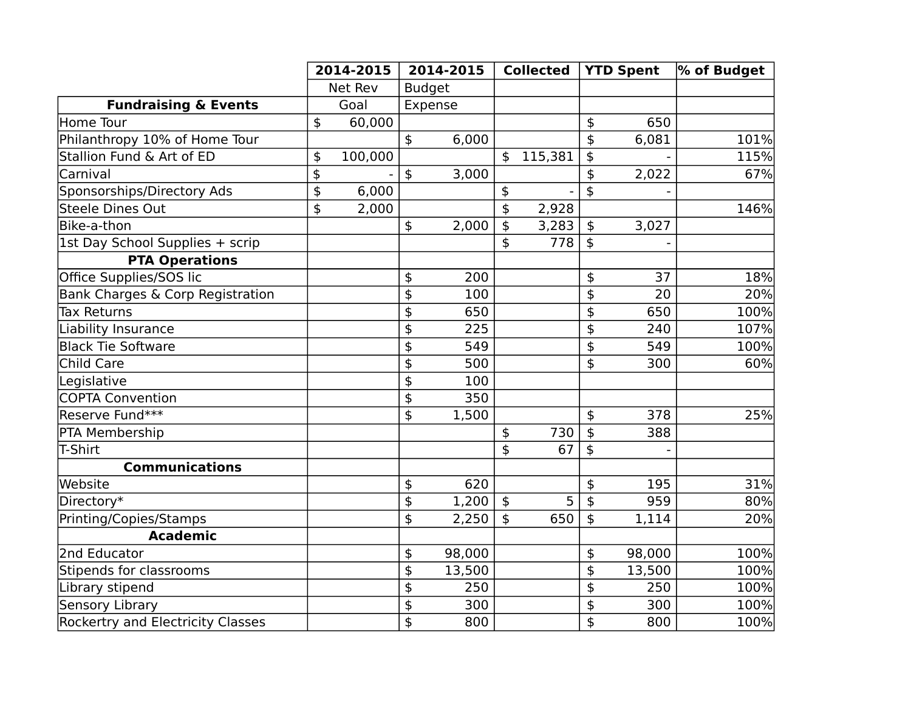| | 2014-2015 | 2014-2015 | Collected | YTD Spent | % of Budget |
|---|---|---|---|---|---|
| | Net Rev | Budget | | | |
| **Fundraising & Events** | Goal | Expense | | | |
| Home Tour | $ 60,000 | | | $ 650 | |
| Philanthropy 10% of Home Tour | | $ 6,000 | | $ 6,081 | 101% |
| Stallion Fund & Art of ED | $ 100,000 | | $ 115,381 | $ - | 115% |
| Carnival | $ - | $ 3,000 | | $ 2,022 | 67% |
| Sponsorships/Directory Ads | $ 6,000 | | $ - | $ - | |
| Steele Dines Out | $ 2,000 | | $ 2,928 | | 146% |
| Bike-a-thon | | $ 2,000 | $ 3,283 | $ 3,027 | |
| 1st Day School Supplies + scrip | | | $ 778 | $ - | |
| **PTA Operations** | | | | | |
| Office Supplies/SOS lic | | $ 200 | | $ 37 | 18% |
| Bank Charges & Corp Registration | | $ 100 | | $ 20 | 20% |
| Tax Returns | | $ 650 | | $ 650 | 100% |
| Liability Insurance | | $ 225 | | $ 240 | 107% |
| Black Tie Software | | $ 549 | | $ 549 | 100% |
| Child Care | | $ 500 | | $ 300 | 60% |
| Legislative | | $ 100 | | | |
| COPTA Convention | | $ 350 | | | |
| Reserve Fund*** | | $ 1,500 | | $ 378 | 25% |
| PTA Membership | | | $ 730 | $ 388 | |
| T-Shirt | | | $ 67 | $ - | |
| **Communications** | | | | | |
| Website | | $ 620 | | $ 195 | 31% |
| Directory* | | $ 1,200 | $ 5 | $ 959 | 80% |
| Printing/Copies/Stamps | | $ 2,250 | $ 650 | $ 1,114 | 20% |
| **Academic** | | | | | |
| 2nd Educator | | $ 98,000 | | $ 98,000 | 100% |
| Stipends for classrooms | | $ 13,500 | | $ 13,500 | 100% |
| Library stipend | | $ 250 | | $ 250 | 100% |
| Sensory Library | | $ 300 | | $ 300 | 100% |
| Rockertry and Electricity Classes | | $ 800 | | $ 800 | 100% |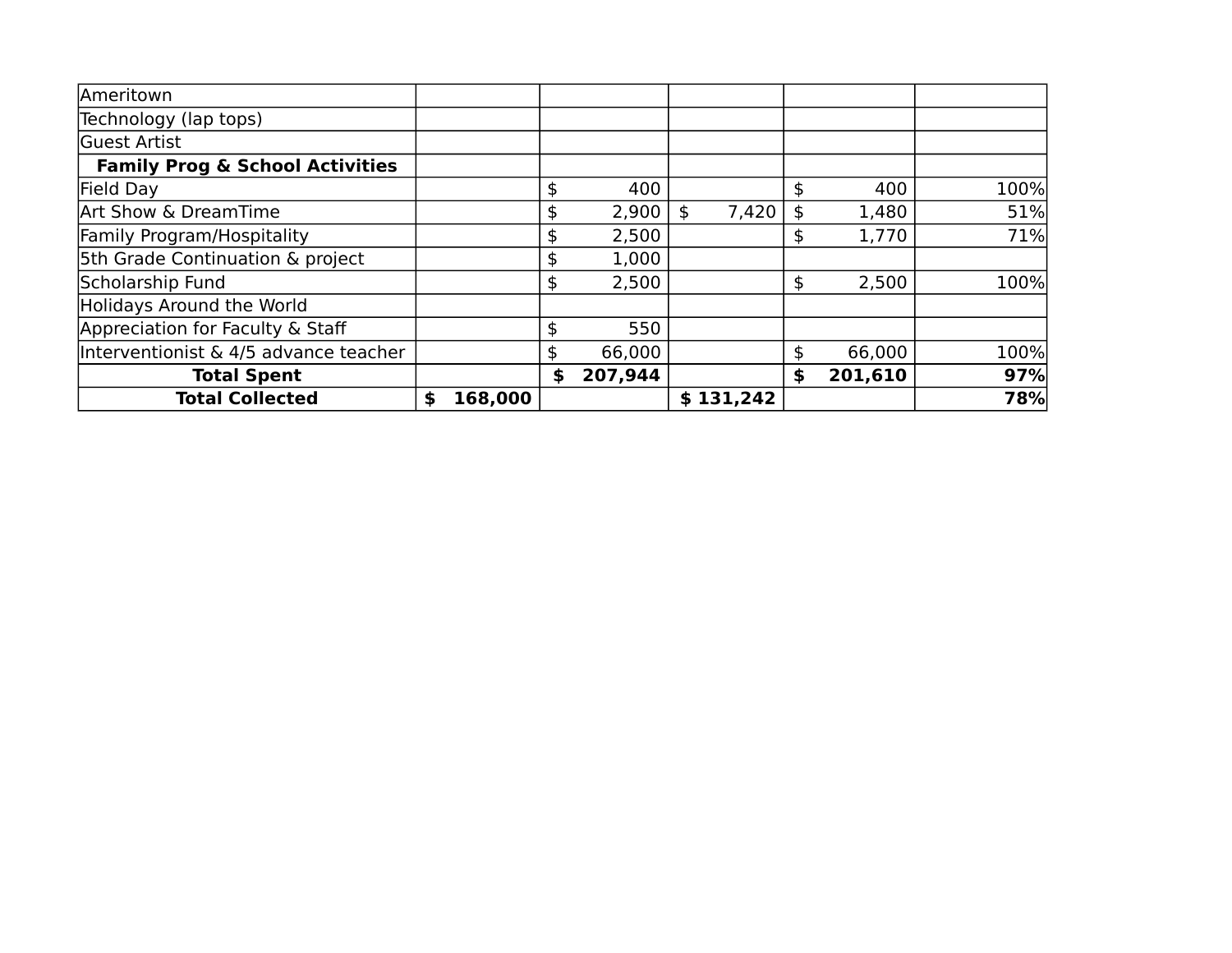| | | | | | |
|---|---|---|---|---|---|
| Ameritown | | | | | |
| Technology (lap tops) | | | | | |
| Guest Artist | | | | | |
| **Family Prog & School Activities** | | | | | |
| Field Day | | $ 400 | | $ 400 | 100% |
| Art Show & DreamTime | | $ 2,900 | $ 7,420 | $ 1,480 | 51% |
| Family Program/Hospitality | | $ 2,500 | | $ 1,770 | 71% |
| 5th Grade Continuation & project | | $ 1,000 | | | |
| Scholarship Fund | | $ 2,500 | | $ 2,500 | 100% |
| Holidays Around the World | | | | | |
| Appreciation for Faculty & Staff | | $ 550 | | | |
| Interventionist & 4/5 advance teacher | | $ 66,000 | | $ 66,000 | 100% |
| **Total Spent** | | **$ 207,944** | | **$ 201,610** | **97%** |
| **Total Collected** | **$ 168,000** | | **$ 131,242** | | **78%** |